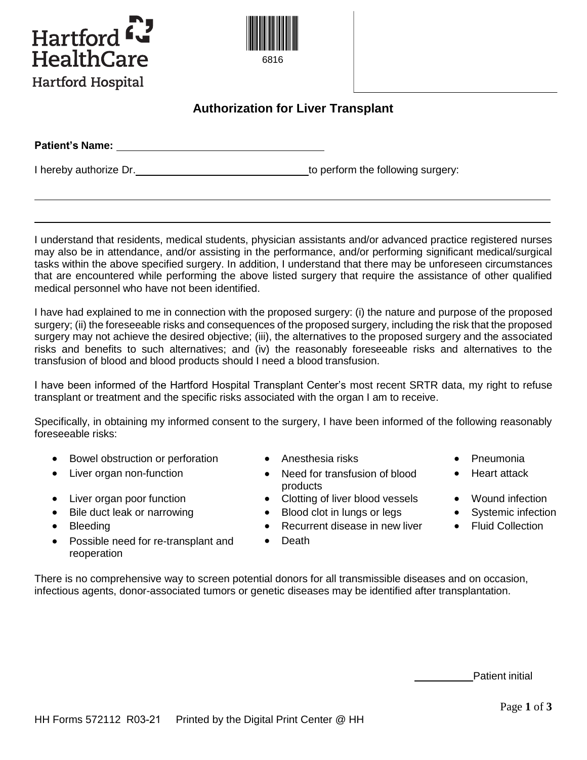Hartford HealthCare
Hartford Hospital

6816

# Authorization for Liver Transplant

**Patient's Name:** ______________________________

I hereby authorize Dr.______________________________to perform the following surgery:

______________________________________________________________________________

______________________________________________________________________________

I understand that residents, medical students, physician assistants and/or advanced practice registered nurses may also be in attendance, and/or assisting in the performance, and/or performing significant medical/surgical tasks within the above specified surgery. In addition, I understand that there may be unforeseen circumstances that are encountered while performing the above listed surgery that require the assistance of other qualified medical personnel who have not been identified.

I have had explained to me in connection with the proposed surgery: (i) the nature and purpose of the proposed surgery; (ii) the foreseeable risks and consequences of the proposed surgery, including the risk that the proposed surgery may not achieve the desired objective; (iii), the alternatives to the proposed surgery and the associated risks and benefits to such alternatives; and (iv) the reasonably foreseeable risks and alternatives to the transfusion of blood and blood products should I need a blood transfusion.

I have been informed of the Hartford Hospital Transplant Center's most recent SRTR data, my right to refuse transplant or treatment and the specific risks associated with the organ I am to receive.

Specifically, in obtaining my informed consent to the surgery, I have been informed of the following reasonably foreseeable risks:

- Bowel obstruction or perforation
- Liver organ non-function
- Liver organ poor function
- Bile duct leak or narrowing
- Bleeding
- Possible need for re-transplant and reoperation
- Anesthesia risks
- Need for transfusion of blood products
- Clotting of liver blood vessels
- Blood clot in lungs or legs
- Recurrent disease in new liver
- Death
- Pneumonia
- Heart attack
- Wound infection
- Systemic infection
- Fluid Collection

There is no comprehensive way to screen potential donors for all transmissible diseases and on occasion, infectious agents, donor-associated tumors or genetic diseases may be identified after transplantation.

__________Patient initial

HH Forms 572112 R03-21 Printed by the Digital Print Center @ HH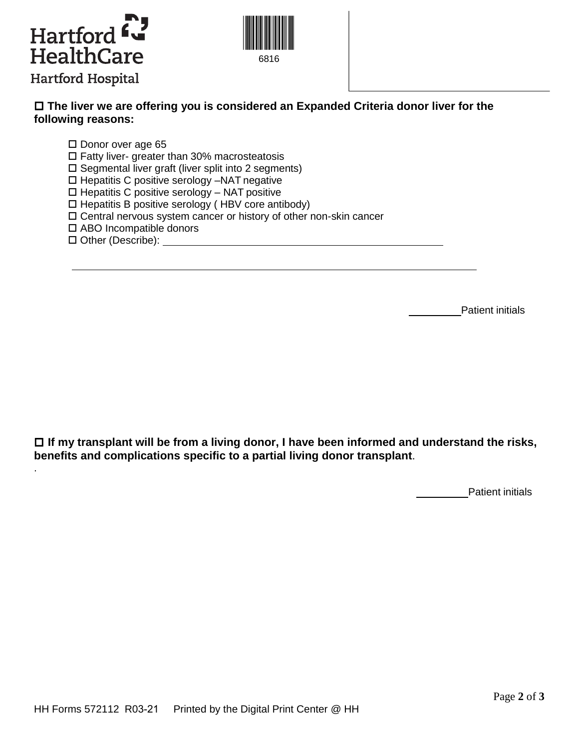Hartford HealthCare

Hartford Hospital

6816

☐ **The liver we are offering you is considered an Expanded Criteria donor liver for the following reasons:**

- ☐ Donor over age 65
- ☐ Fatty liver- greater than 30% macrosteatosis
- ☐ Segmental liver graft (liver split into 2 segments)
- ☐ Hepatitis C positive serology –NAT negative
- ☐ Hepatitis C positive serology – NAT positive
- ☐ Hepatitis B positive serology ( HBV core antibody)
- ☐ Central nervous system cancer or history of other non-skin cancer
- ☐ ABO Incompatible donors
- ☐ Other (Describe): ______________________________________________

______________________________________________________________

_________ Patient initials

☐ **If my transplant will be from a living donor, I have been informed and understand the risks, benefits and complications specific to a partial living donor transplant**.

.

_________ Patient initials

HH Forms 572112 R03-21 Printed by the Digital Print Center @ HH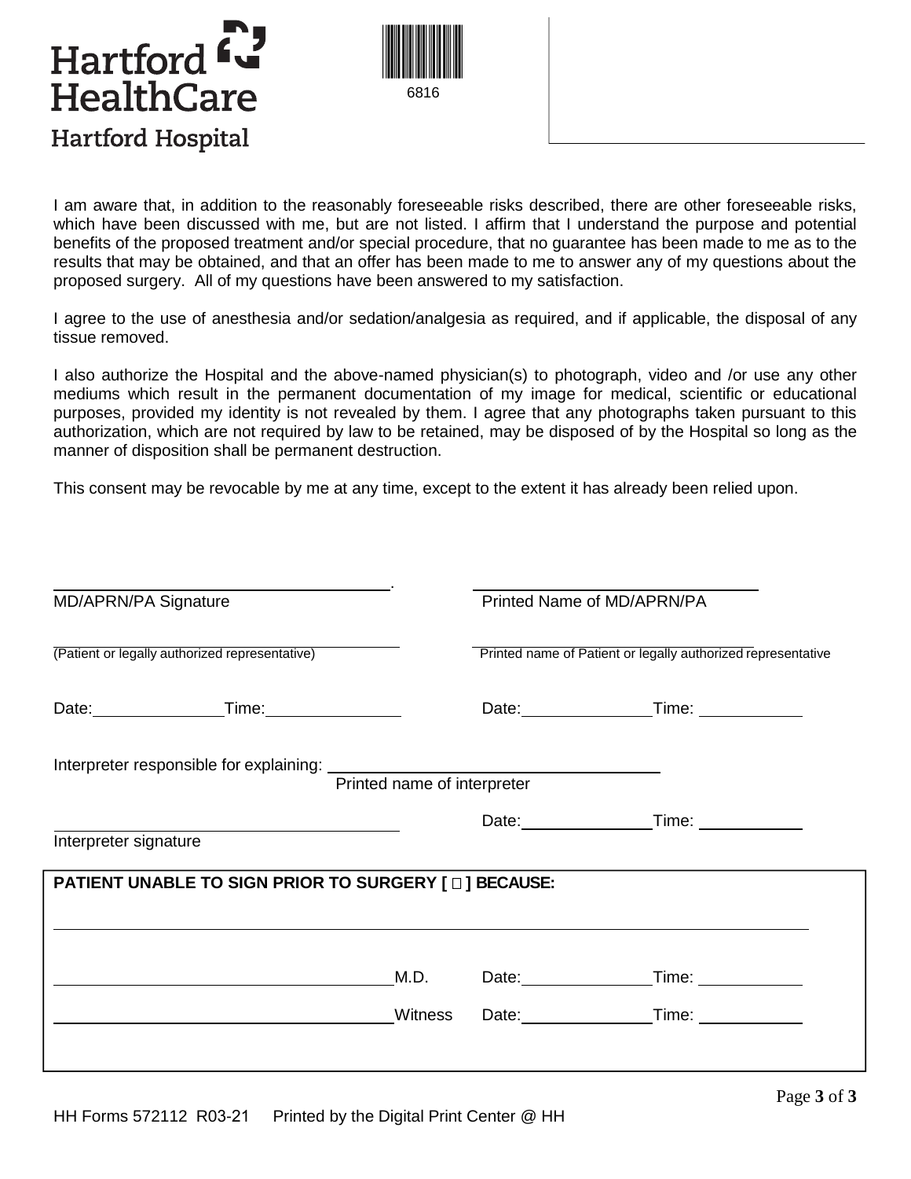Hartford HealthCare

Hartford Hospital

6816

I am aware that, in addition to the reasonably foreseeable risks described, there are other foreseeable risks, which have been discussed with me, but are not listed. I affirm that I understand the purpose and potential benefits of the proposed treatment and/or special procedure, that no guarantee has been made to me as to the results that may be obtained, and that an offer has been made to me to answer any of my questions about the proposed surgery. All of my questions have been answered to my satisfaction.

I agree to the use of anesthesia and/or sedation/analgesia as required, and if applicable, the disposal of any tissue removed.

I also authorize the Hospital and the above-named physician(s) to photograph, video and /or use any other mediums which result in the permanent documentation of my image for medical, scientific or educational purposes, provided my identity is not revealed by them. I agree that any photographs taken pursuant to this authorization, which are not required by law to be retained, may be disposed of by the Hospital so long as the manner of disposition shall be permanent destruction.

This consent may be revocable by me at any time, except to the extent it has already been relied upon.

______________________________________ MD/APRN/PA Signature

______________________________________ Printed Name of MD/APRN/PA

______________________________________ (Patient or legally authorized representative)

______________________________________ Printed name of Patient or legally authorized representative

Date:______________ Time:______________

Date:______________ Time: ___________

Interpreter responsible for explaining: ______________________________________
Printed name of interpreter

______________________________________ Interpreter signature

Date:______________ Time: ___________

**PATIENT UNABLE TO SIGN PRIOR TO SURGERY [ ] BECAUSE:**

______________________________________________________________________________

______________________________________ M.D. Date:______________ Time: ___________

______________________________________ Witness Date:______________ Time: ___________

HH Forms 572112 R03-21 Printed by the Digital Print Center @ HH